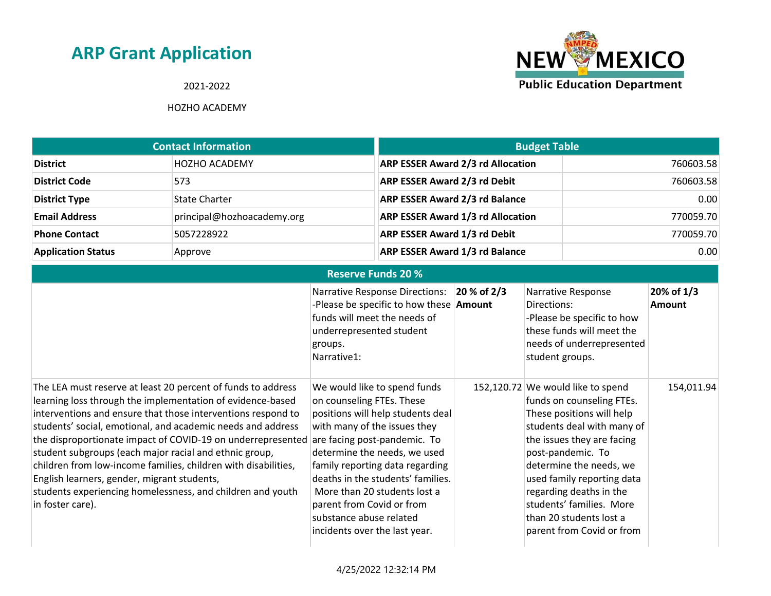# ARP Grant Application

2021-2022

HOZHO ACADEMY

| Contact Information | |
|---|---|
| District | HOZHO ACADEMY |
| District Code | 573 |
| District Type | State Charter |
| Email Address | principal@hozhoacademy.org |
| Phone Contact | 5057228922 |
| Application Status | Approve |

| Budget Table | |
|---|---|
| ARP ESSER Award 2/3 rd Allocation | 760603.58 |
| ARP ESSER Award 2/3 rd Debit | 760603.58 |
| ARP ESSER Award 2/3 rd Balance | 0.00 |
| ARP ESSER Award 1/3 rd Allocation | 770059.70 |
| ARP ESSER Award 1/3 rd Debit | 770059.70 |
| ARP ESSER Award 1/3 rd Balance | 0.00 |

| Reserve Funds 20 % | | | | |
|---|---|---|---|---|
| | Narrative Response Directions: -Please be specific to how these funds will meet the needs of underrepresented student groups. Narrative1: | **20 % of 2/3 Amount** | Narrative Response Directions: -Please be specific to how these funds will meet the needs of underrepresented student groups. | **20% of 1/3 Amount** |
| The LEA must reserve at least 20 percent of funds to address learning loss through the implementation of evidence-based interventions and ensure that those interventions respond to students' social, emotional, and academic needs and address the disproportionate impact of COVID-19 on underrepresented student subgroups (each major racial and ethnic group, children from low-income families, children with disabilities, English learners, gender, migrant students, students experiencing homelessness, and children and youth in foster care). | We would like to spend funds on counseling FTEs. These positions will help students deal with many of the issues they are facing post-pandemic. To determine the needs, we used family reporting data regarding deaths in the students' families. More than 20 students lost a parent from Covid or from substance abuse related incidents over the last year. | 152,120.72 | We would like to spend funds on counseling FTEs. These positions will help students deal with many of the issues they are facing post-pandemic. To determine the needs, we used family reporting data regarding deaths in the students' families. More than 20 students lost a parent from Covid or from | 154,011.94 |

4/25/2022 12:32:14 PM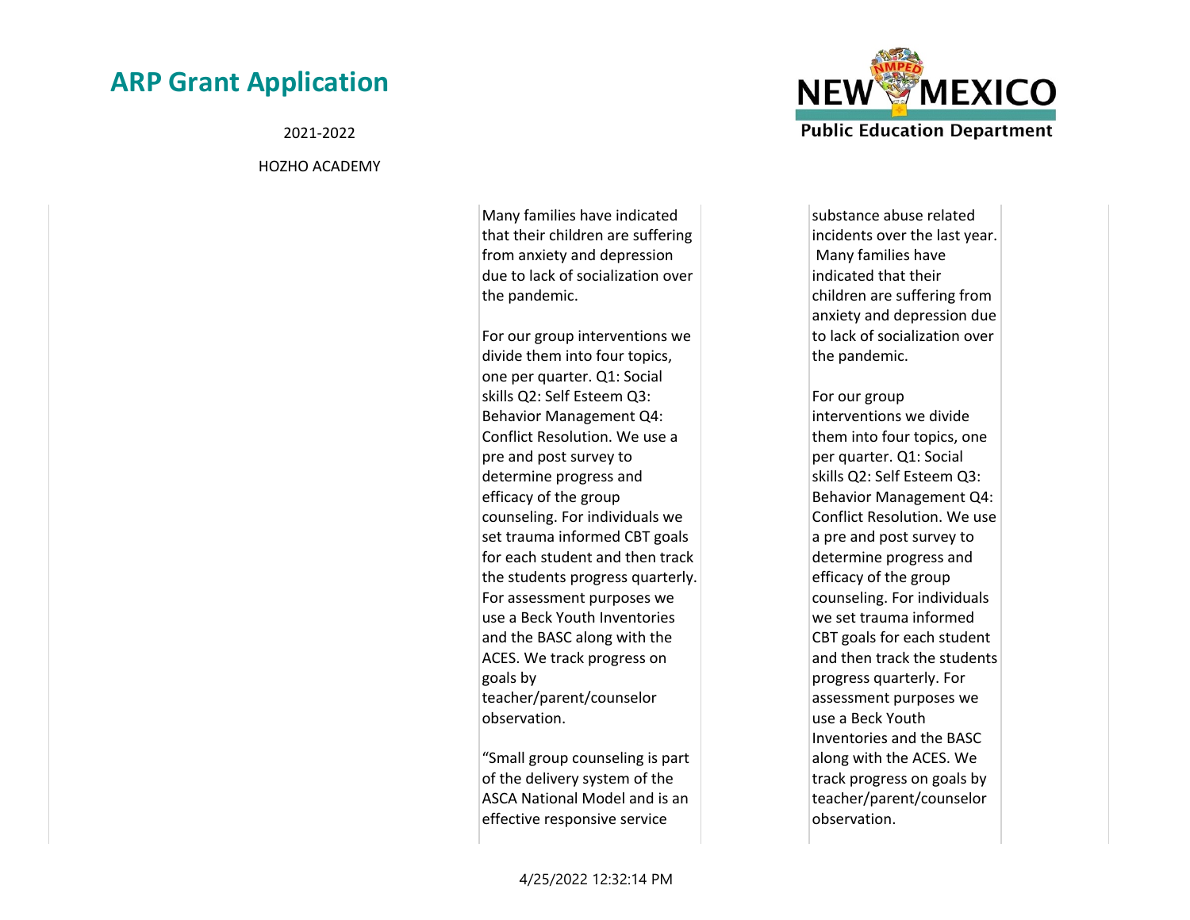| | | |
|---|---|---|
| | Many families have indicated that their children are suffering from anxiety and depression due to lack of socialization over the pandemic.<br><br>For our group interventions we divide them into four topics, one per quarter. Q1: Social skills Q2: Self Esteem Q3: Behavior Management Q4: Conflict Resolution. We use a pre and post survey to determine progress and efficacy of the group counseling. For individuals we set trauma informed CBT goals for each student and then track the students progress quarterly. For assessment purposes we use a Beck Youth Inventories and the BASC along with the ACES. We track progress on goals by teacher/parent/counselor observation.<br><br>"Small group counseling is part of the delivery system of the ASCA National Model and is an effective responsive service | substance abuse related incidents over the last year. Many families have indicated that their children are suffering from anxiety and depression due to lack of socialization over the pandemic.<br><br>For our group interventions we divide them into four topics, one per quarter. Q1: Social skills Q2: Self Esteem Q3: Behavior Management Q4: Conflict Resolution. We use a pre and post survey to determine progress and efficacy of the group counseling. For individuals we set trauma informed CBT goals for each student and then track the students progress quarterly. For assessment purposes we use a Beck Youth Inventories and the BASC along with the ACES. We track progress on goals by teacher/parent/counselor observation. |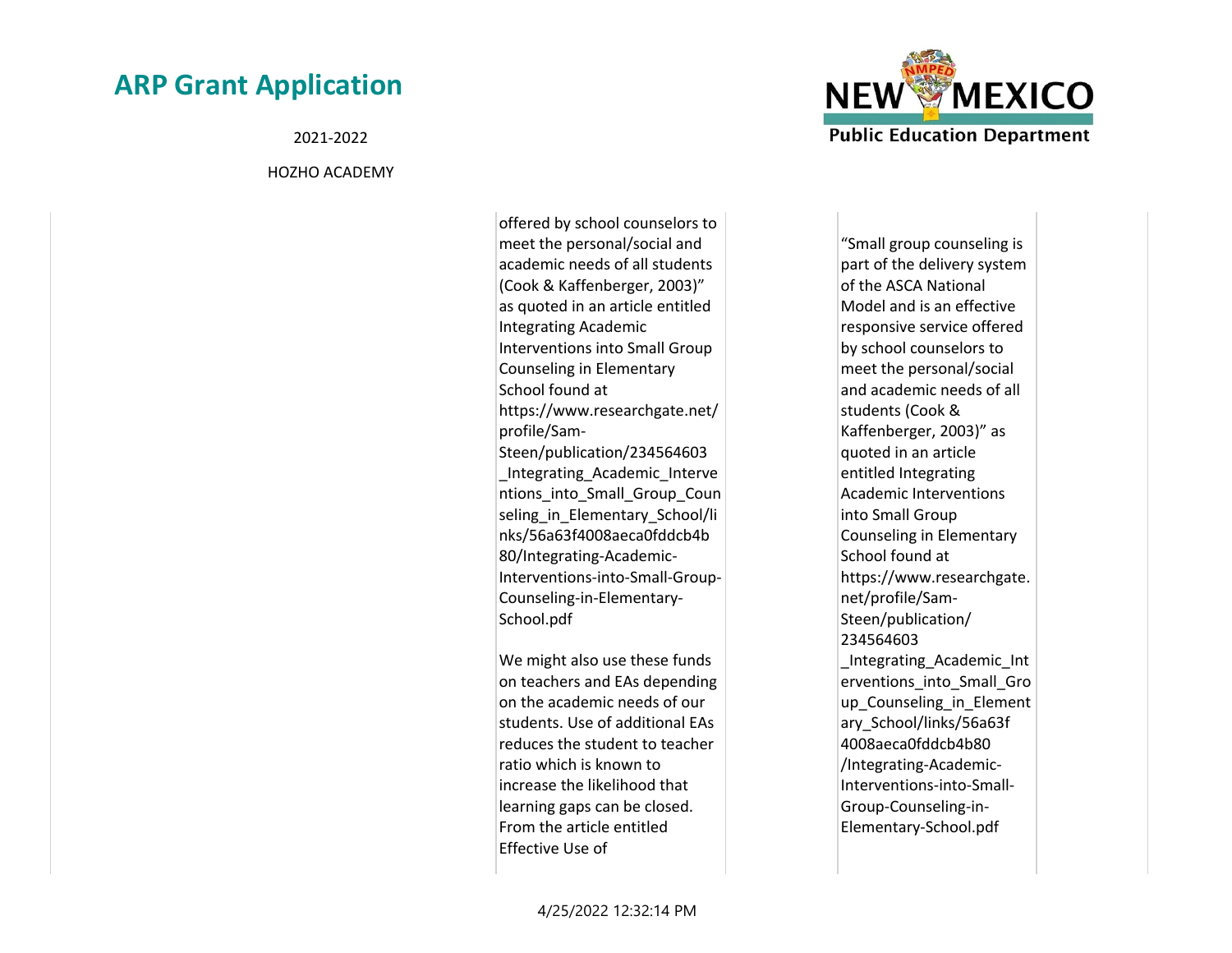| | | | |
|---|---|---|---|
| | offered by school counselors to meet the personal/social and academic needs of all students (Cook & Kaffenberger, 2003)" as quoted in an article entitled Integrating Academic Interventions into Small Group Counseling in Elementary School found at https://www.researchgate.net/profile/Sam-Steen/publication/234564603_Integrating_Academic_Interventions_into_Small_Group_Counseling_in_Elementary_School/links/56a63f4008aeca0fddcb4b80/Integrating-Academic-Interventions-into-Small-Group-Counseling-in-Elementary-School.pdf<br><br>We might also use these funds on teachers and EAs depending on the academic needs of our students. Use of additional EAs reduces the student to teacher ratio which is known to increase the likelihood that learning gaps can be closed. From the article entitled Effective Use of | "Small group counseling is part of the delivery system of the ASCA National Model and is an effective responsive service offered by school counselors to meet the personal/social and academic needs of all students (Cook & Kaffenberger, 2003)" as quoted in an article entitled Integrating Academic Interventions into Small Group Counseling in Elementary School found at https://www.researchgate.net/profile/Sam-Steen/publication/234564603_Integrating_Academic_Interventions_into_Small_Group_Counseling_in_Elementary_School/links/56a63f4008aeca0fddcb4b80/Integrating-Academic-Interventions-into-Small-Group-Counseling-in-Elementary-School.pdf | |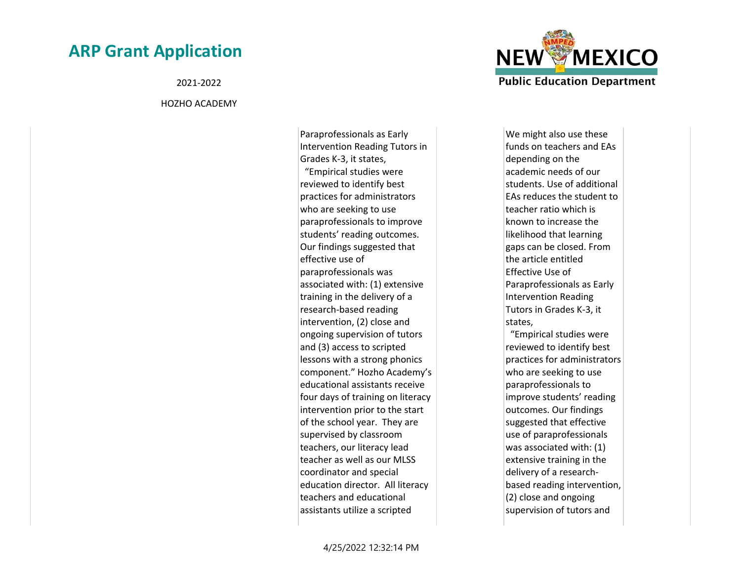| | | |
|---|---|---|
| | Paraprofessionals as Early Intervention Reading Tutors in Grades K-3, it states, "Empirical studies were reviewed to identify best practices for administrators who are seeking to use paraprofessionals to improve students' reading outcomes. Our findings suggested that effective use of paraprofessionals was associated with: (1) extensive training in the delivery of a research-based reading intervention, (2) close and ongoing supervision of tutors and (3) access to scripted lessons with a strong phonics component." Hozho Academy's educational assistants receive four days of training on literacy intervention prior to the start of the school year. They are supervised by classroom teachers, our literacy lead teacher as well as our MLSS coordinator and special education director. All literacy teachers and educational assistants utilize a scripted | We might also use these funds on teachers and EAs depending on the academic needs of our students. Use of additional EAs reduces the student to teacher ratio which is known to increase the likelihood that learning gaps can be closed. From the article entitled Effective Use of Paraprofessionals as Early Intervention Reading Tutors in Grades K-3, it states, "Empirical studies were reviewed to identify best practices for administrators who are seeking to use paraprofessionals to improve students' reading outcomes. Our findings suggested that effective use of paraprofessionals was associated with: (1) extensive training in the delivery of a research-based reading intervention, (2) close and ongoing supervision of tutors and |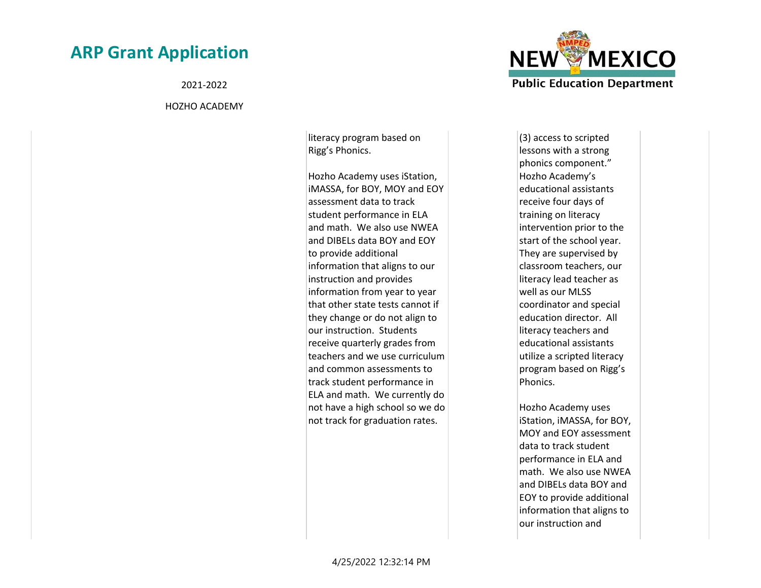| | | | |
|---|---|---|---|
| | literacy program based on Rigg's Phonics.<br><br>Hozho Academy uses iStation, iMASSA, for BOY, MOY and EOY assessment data to track student performance in ELA and math. We also use NWEA and DIBELs data BOY and EOY to provide additional information that aligns to our instruction and provides information from year to year that other state tests cannot if they change or do not align to our instruction. Students receive quarterly grades from teachers and we use curriculum and common assessments to track student performance in ELA and math. We currently do not have a high school so we do not track for graduation rates. | (3) access to scripted lessons with a strong phonics component." Hozho Academy's educational assistants receive four days of training on literacy intervention prior to the start of the school year. They are supervised by classroom teachers, our literacy lead teacher as well as our MLSS coordinator and special education director. All literacy teachers and educational assistants utilize a scripted literacy program based on Rigg's Phonics.<br><br>Hozho Academy uses iStation, iMASSA, for BOY, MOY and EOY assessment data to track student performance in ELA and math. We also use NWEA and DIBELs data BOY and EOY to provide additional information that aligns to our instruction and | |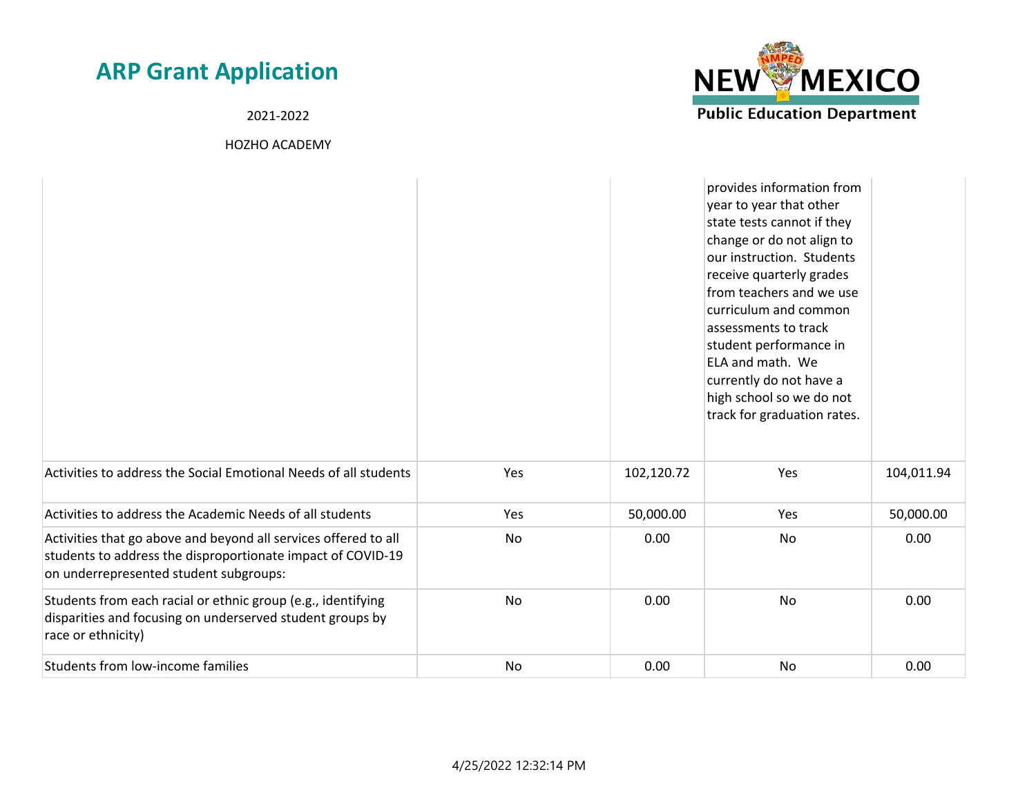| | | | | |
|---|---|---|---|---|
| | | | provides information from year to year that other state tests cannot if they change or do not align to our instruction. Students receive quarterly grades from teachers and we use curriculum and common assessments to track student performance in ELA and math. We currently do not have a high school so we do not track for graduation rates. | |
| Activities to address the Social Emotional Needs of all students | Yes | 102,120.72 | Yes | 104,011.94 |
| Activities to address the Academic Needs of all students | Yes | 50,000.00 | Yes | 50,000.00 |
| Activities that go above and beyond all services offered to all students to address the disproportionate impact of COVID-19 on underrepresented student subgroups: | No | 0.00 | No | 0.00 |
| Students from each racial or ethnic group (e.g., identifying disparities and focusing on underserved student groups by race or ethnicity) | No | 0.00 | No | 0.00 |
| Students from low-income families | No | 0.00 | No | 0.00 |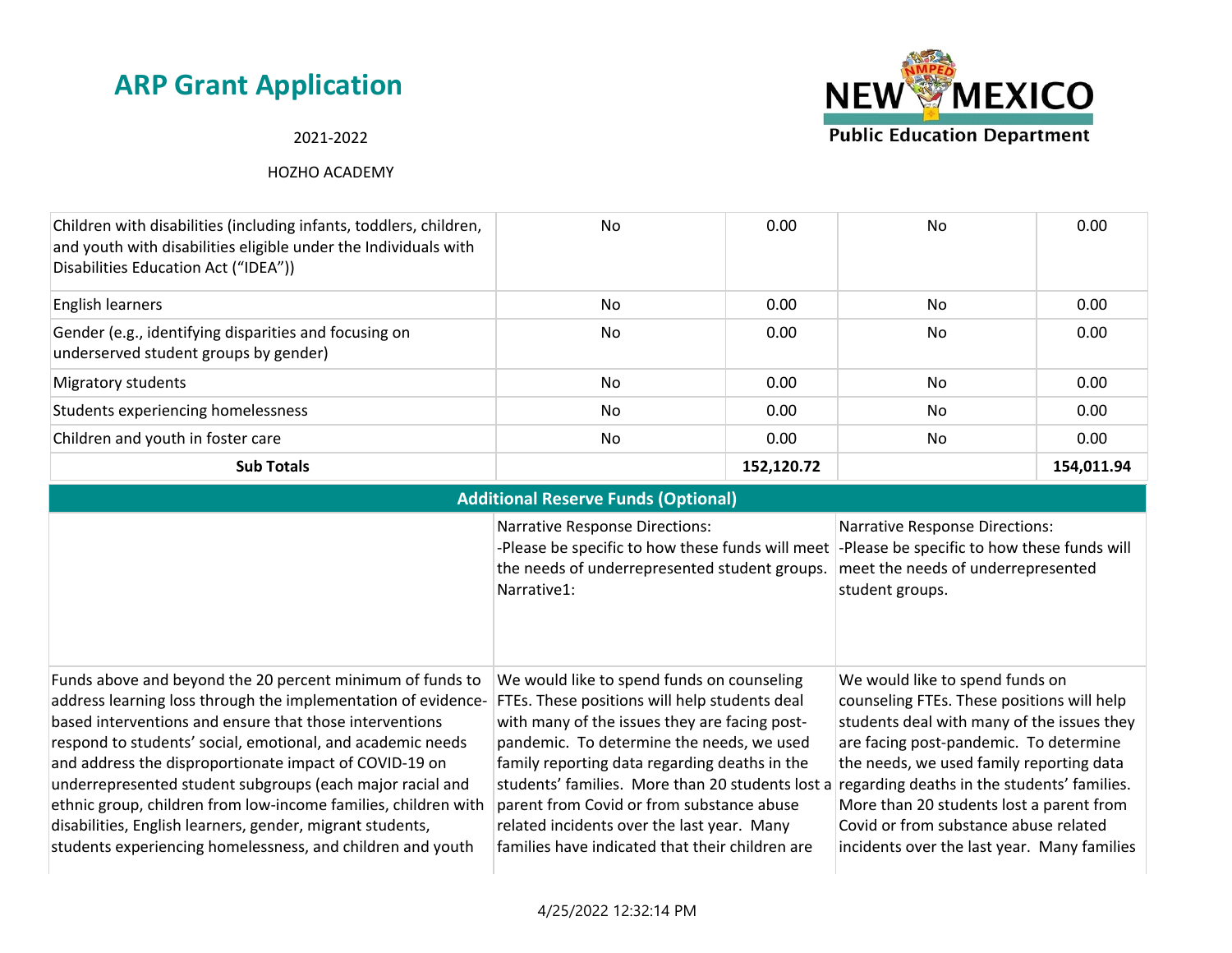| | | | | |
|---|---|---|---|---|
| Children with disabilities (including infants, toddlers, children, and youth with disabilities eligible under the Individuals with Disabilities Education Act ("IDEA")) | No | 0.00 | No | 0.00 |
| English learners | No | 0.00 | No | 0.00 |
| Gender (e.g., identifying disparities and focusing on underserved student groups by gender) | No | 0.00 | No | 0.00 |
| Migratory students | No | 0.00 | No | 0.00 |
| Students experiencing homelessness | No | 0.00 | No | 0.00 |
| Children and youth in foster care | No | 0.00 | No | 0.00 |
| **Sub Totals** | | **152,120.72** | | **154,011.94** |

**Additional Reserve Funds (Optional)**

| | | |
|---|---|---|
| | Narrative Response Directions: -Please be specific to how these funds will meet the needs of underrepresented student groups. Narrative1: | Narrative Response Directions: -Please be specific to how these funds will meet the needs of underrepresented student groups. |
| Funds above and beyond the 20 percent minimum of funds to address learning loss through the implementation of evidence-based interventions and ensure that those interventions respond to students' social, emotional, and academic needs and address the disproportionate impact of COVID-19 on underrepresented student subgroups (each major racial and ethnic group, children from low-income families, children with disabilities, English learners, gender, migrant students, students experiencing homelessness, and children and youth | We would like to spend funds on counseling FTEs. These positions will help students deal with many of the issues they are facing post-pandemic. To determine the needs, we used family reporting data regarding deaths in the students' families. More than 20 students lost a parent from Covid or from substance abuse related incidents over the last year. Many families have indicated that their children are | We would like to spend funds on counseling FTEs. These positions will help students deal with many of the issues they are facing post-pandemic. To determine the needs, we used family reporting data regarding deaths in the students' families. More than 20 students lost a parent from Covid or from substance abuse related incidents over the last year. Many families |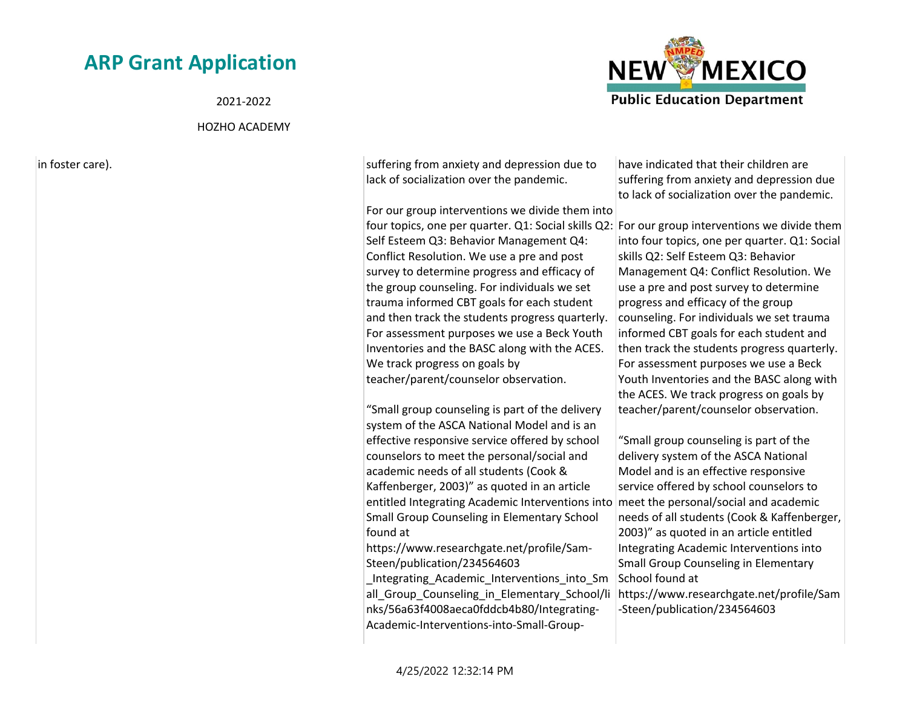| | | |
|---|---|---|
| in foster care). | suffering from anxiety and depression due to lack of socialization over the pandemic.<br><br>For our group interventions we divide them into four topics, one per quarter. Q1: Social skills Q2: Self Esteem Q3: Behavior Management Q4: Conflict Resolution. We use a pre and post survey to determine progress and efficacy of the group counseling. For individuals we set trauma informed CBT goals for each student and then track the students progress quarterly. For assessment purposes we use a Beck Youth Inventories and the BASC along with the ACES. We track progress on goals by teacher/parent/counselor observation.<br><br>"Small group counseling is part of the delivery system of the ASCA National Model and is an effective responsive service offered by school counselors to meet the personal/social and academic needs of all students (Cook & Kaffenberger, 2003)" as quoted in an article entitled Integrating Academic Interventions into Small Group Counseling in Elementary School found at https://www.researchgate.net/profile/Sam-Steen/publication/234564603_Integrating_Academic_Interventions_into_Small_Group_Counseling_in_Elementary_School/links/56a63f4008aeca0fddcb4b80/Integrating-Academic-Interventions-into-Small-Group- | have indicated that their children are suffering from anxiety and depression due to lack of socialization over the pandemic.<br><br>For our group interventions we divide them into four topics, one per quarter. Q1: Social skills Q2: Self Esteem Q3: Behavior Management Q4: Conflict Resolution. We use a pre and post survey to determine progress and efficacy of the group counseling. For individuals we set trauma informed CBT goals for each student and then track the students progress quarterly. For assessment purposes we use a Beck Youth Inventories and the BASC along with the ACES. We track progress on goals by teacher/parent/counselor observation.<br><br>"Small group counseling is part of the delivery system of the ASCA National Model and is an effective responsive service offered by school counselors to meet the personal/social and academic needs of all students (Cook & Kaffenberger, 2003)" as quoted in an article entitled Integrating Academic Interventions into Small Group Counseling in Elementary School found at https://www.researchgate.net/profile/Sam-Steen/publication/234564603 |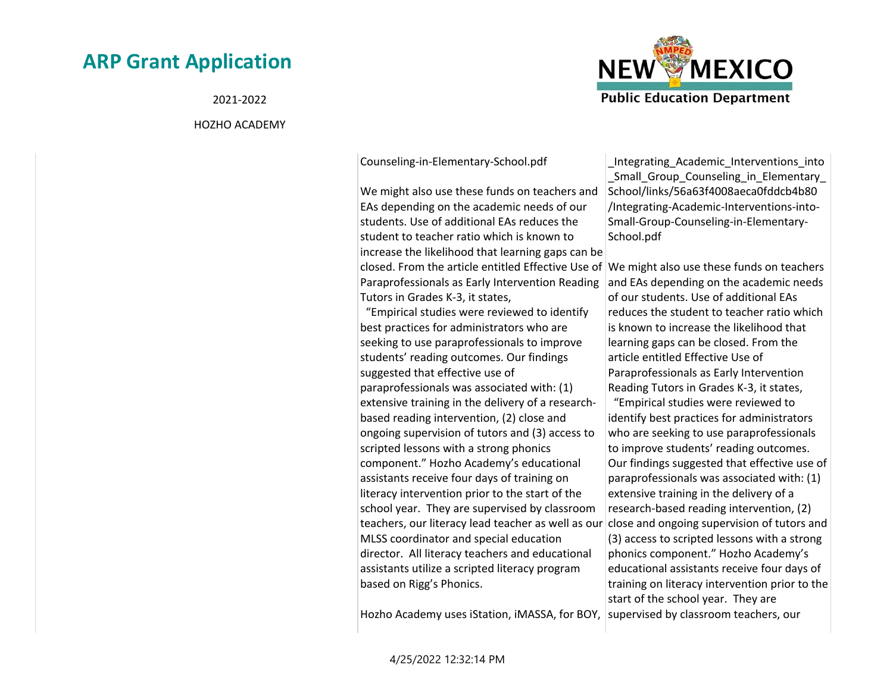| | | |
|---|---|---|
| | Counseling-in-Elementary-School.pdf<br><br>We might also use these funds on teachers and EAs depending on the academic needs of our students. Use of additional EAs reduces the student to teacher ratio which is known to increase the likelihood that learning gaps can be closed. From the article entitled Effective Use of Paraprofessionals as Early Intervention Reading Tutors in Grades K-3, it states,<br>"Empirical studies were reviewed to identify best practices for administrators who are seeking to use paraprofessionals to improve students' reading outcomes. Our findings suggested that effective use of paraprofessionals was associated with: (1) extensive training in the delivery of a research-based reading intervention, (2) close and ongoing supervision of tutors and (3) access to scripted lessons with a strong phonics component." Hozho Academy's educational assistants receive four days of training on literacy intervention prior to the start of the school year. They are supervised by classroom teachers, our literacy lead teacher as well as our MLSS coordinator and special education director. All literacy teachers and educational assistants utilize a scripted literacy program based on Rigg's Phonics.<br><br>Hozho Academy uses iStation, iMASSA, for BOY, | _Integrating_Academic_Interventions_into_Small_Group_Counseling_in_Elementary_School/links/56a63f4008aeca0fddcb4b80/Integrating-Academic-Interventions-into-Small-Group-Counseling-in-Elementary-School.pdf<br><br>We might also use these funds on teachers and EAs depending on the academic needs of our students. Use of additional EAs reduces the student to teacher ratio which is known to increase the likelihood that learning gaps can be closed. From the article entitled Effective Use of Paraprofessionals as Early Intervention Reading Tutors in Grades K-3, it states,<br>"Empirical studies were reviewed to identify best practices for administrators who are seeking to use paraprofessionals to improve students' reading outcomes. Our findings suggested that effective use of paraprofessionals was associated with: (1) extensive training in the delivery of a research-based reading intervention, (2) close and ongoing supervision of tutors and (3) access to scripted lessons with a strong phonics component." Hozho Academy's educational assistants receive four days of training on literacy intervention prior to the start of the school year. They are supervised by classroom teachers, our |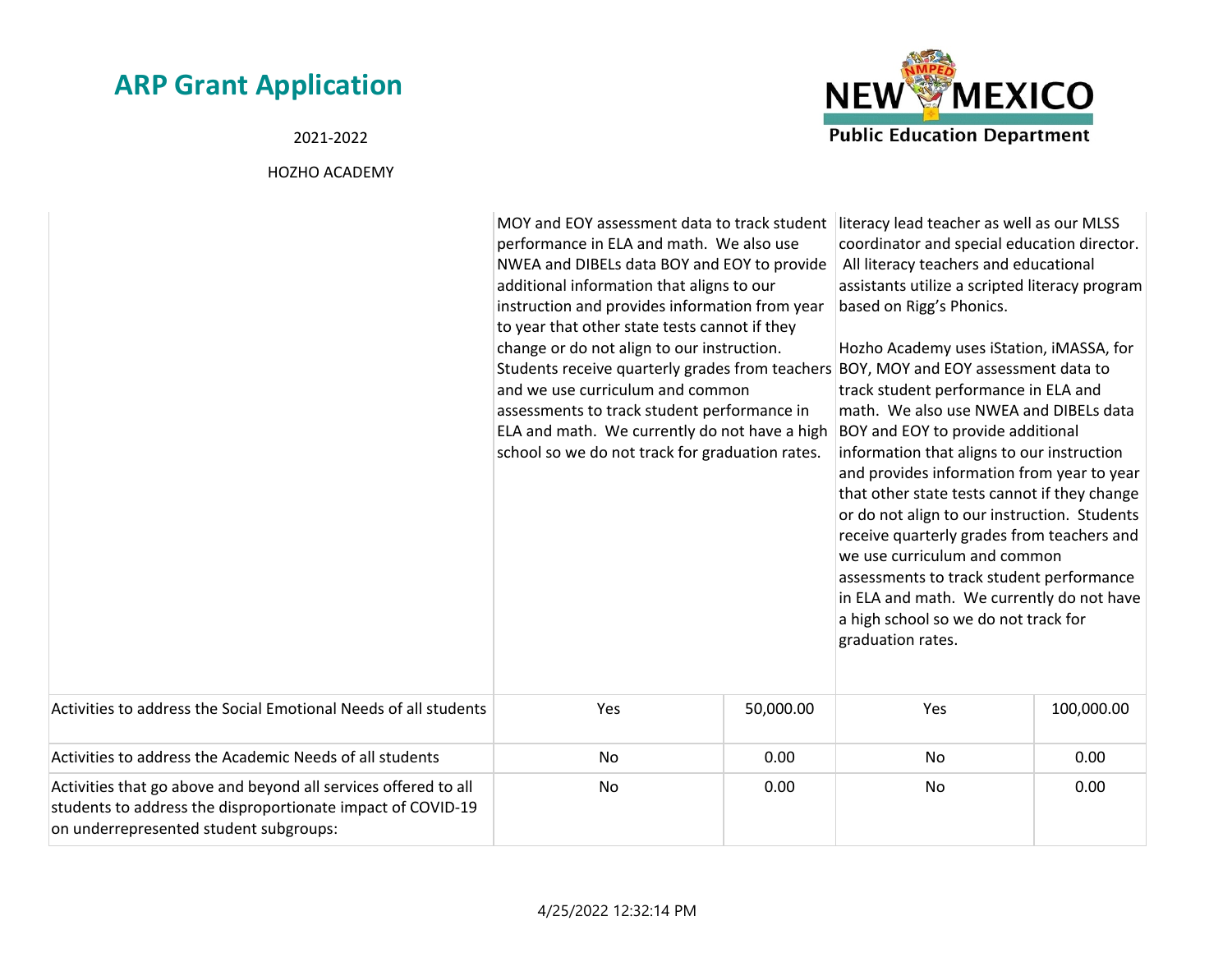| | | | | |
|---|---|---|---|---|
| | MOY and EOY assessment data to track student performance in ELA and math. We also use NWEA and DIBELs data BOY and EOY to provide additional information that aligns to our instruction and provides information from year to year that other state tests cannot if they change or do not align to our instruction. Students receive quarterly grades from teachers and we use curriculum and common assessments to track student performance in ELA and math. We currently do not have a high school so we do not track for graduation rates. | | literacy lead teacher as well as our MLSS coordinator and special education director. All literacy teachers and educational assistants utilize a scripted literacy program based on Rigg's Phonics.<br><br>Hozho Academy uses iStation, iMASSA, for BOY, MOY and EOY assessment data to track student performance in ELA and math. We also use NWEA and DIBELs data BOY and EOY to provide additional information that aligns to our instruction and provides information from year to year that other state tests cannot if they change or do not align to our instruction. Students receive quarterly grades from teachers and we use curriculum and common assessments to track student performance in ELA and math. We currently do not have a high school so we do not track for graduation rates. | |
| Activities to address the Social Emotional Needs of all students | Yes | 50,000.00 | Yes | 100,000.00 |
| Activities to address the Academic Needs of all students | No | 0.00 | No | 0.00 |
| Activities that go above and beyond all services offered to all students to address the disproportionate impact of COVID-19 on underrepresented student subgroups: | No | 0.00 | No | 0.00 |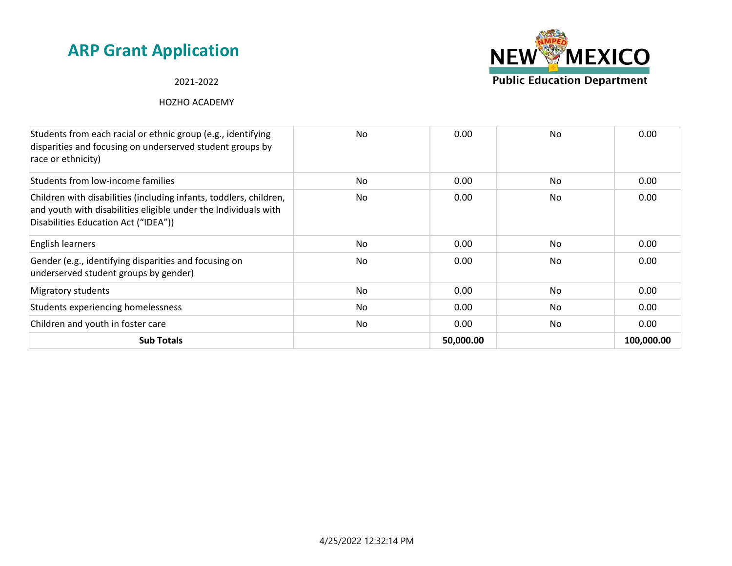| | | | | |
|---|---|---|---|---|
| Students from each racial or ethnic group (e.g., identifying disparities and focusing on underserved student groups by race or ethnicity) | No | 0.00 | No | 0.00 |
| Students from low-income families | No | 0.00 | No | 0.00 |
| Children with disabilities (including infants, toddlers, children, and youth with disabilities eligible under the Individuals with Disabilities Education Act ("IDEA")) | No | 0.00 | No | 0.00 |
| English learners | No | 0.00 | No | 0.00 |
| Gender (e.g., identifying disparities and focusing on underserved student groups by gender) | No | 0.00 | No | 0.00 |
| Migratory students | No | 0.00 | No | 0.00 |
| Students experiencing homelessness | No | 0.00 | No | 0.00 |
| Children and youth in foster care | No | 0.00 | No | 0.00 |
| **Sub Totals** | | **50,000.00** | | **100,000.00** |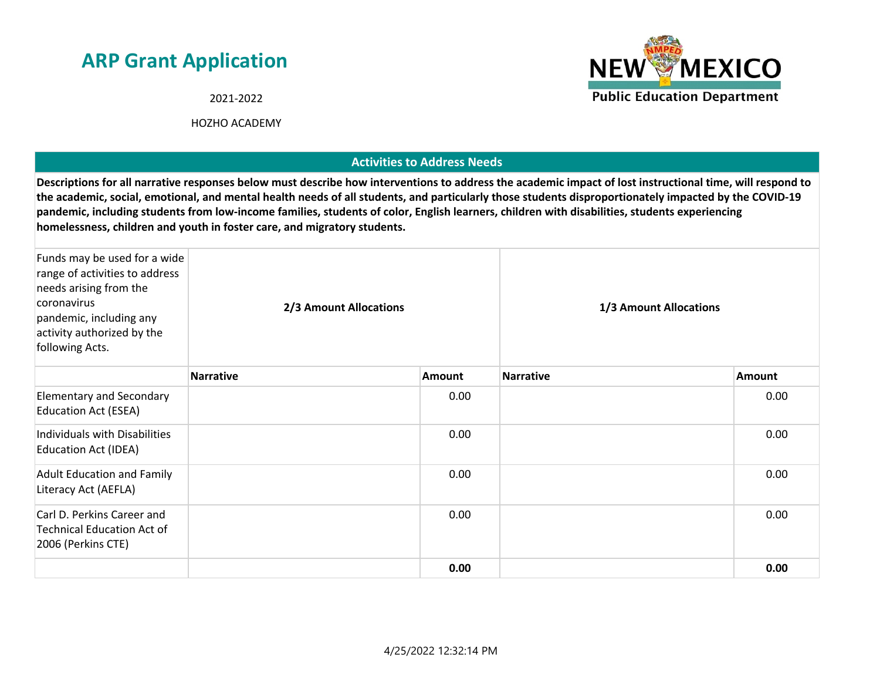# ARP Grant Application

2021-2022

HOZHO ACADEMY

## Activities to Address Needs

**Descriptions for all narrative responses below must describe how interventions to address the academic impact of lost instructional time, will respond to the academic, social, emotional, and mental health needs of all students, and particularly those students disproportionately impacted by the COVID-19 pandemic, including students from low-income families, students of color, English learners, children with disabilities, students experiencing homelessness, children and youth in foster care, and migratory students.**

| Funds may be used for a wide range of activities to address needs arising from the coronavirus pandemic, including any activity authorized by the following Acts. | **2/3 Amount Allocations** | | **1/3 Amount Allocations** | |
|---|---|---|---|---|
| | **Narrative** | **Amount** | **Narrative** | **Amount** |
| Elementary and Secondary Education Act (ESEA) | | 0.00 | | 0.00 |
| Individuals with Disabilities Education Act (IDEA) | | 0.00 | | 0.00 |
| Adult Education and Family Literacy Act (AEFLA) | | 0.00 | | 0.00 |
| Carl D. Perkins Career and Technical Education Act of 2006 (Perkins CTE) | | 0.00 | | 0.00 |
| | | **0.00** | | **0.00** |

4/25/2022 12:32:14 PM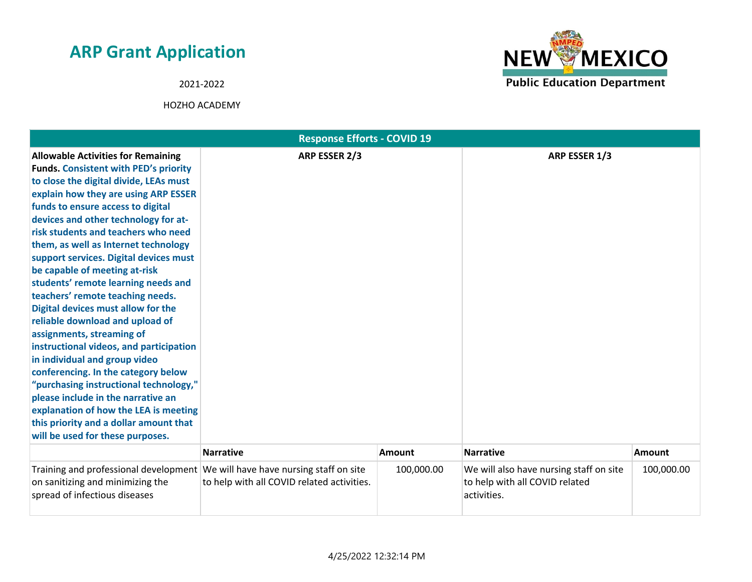# ARP Grant Application

2021-2022

HOZHO ACADEMY

| Response Efforts - COVID 19 | | | | |
|---|---|---|---|---|
| **Allowable Activities for Remaining Funds.** **Consistent with PED's priority to close the digital divide, LEAs must explain how they are using ARP ESSER funds to ensure access to digital devices and other technology for at-risk students and teachers who need them, as well as Internet technology support services. Digital devices must be capable of meeting at-risk students' remote learning needs and teachers' remote teaching needs. Digital devices must allow for the reliable download and upload of assignments, streaming of instructional videos, and participation in individual and group video conferencing. In the category below "purchasing instructional technology," please include in the narrative an explanation of how the LEA is meeting this priority and a dollar amount that will be used for these purposes.** | **ARP ESSER 2/3** | | **ARP ESSER 1/3** | |
| | **Narrative** | **Amount** | **Narrative** | **Amount** |
| Training and professional development on sanitizing and minimizing the spread of infectious diseases | We will have have nursing staff on site to help with all COVID related activities. | 100,000.00 | We will also have nursing staff on site to help with all COVID related activities. | 100,000.00 |

4/25/2022 12:32:14 PM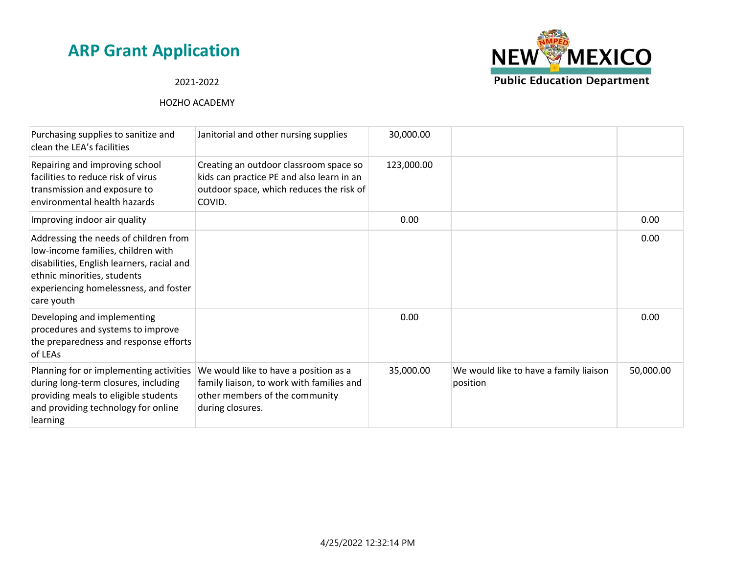## ARP Grant Application

2021-2022

HOZHO ACADEMY

| | | | | |
|---|---|---|---|---|
| Purchasing supplies to sanitize and clean the LEA's facilities | Janitorial and other nursing supplies | 30,000.00 | | |
| Repairing and improving school facilities to reduce risk of virus transmission and exposure to environmental health hazards | Creating an outdoor classroom space so kids can practice PE and also learn in an outdoor space, which reduces the risk of COVID. | 123,000.00 | | |
| Improving indoor air quality | | 0.00 | | 0.00 |
| Addressing the needs of children from low-income families, children with disabilities, English learners, racial and ethnic minorities, students experiencing homelessness, and foster care youth | | | | 0.00 |
| Developing and implementing procedures and systems to improve the preparedness and response efforts of LEAs | | 0.00 | | 0.00 |
| Planning for or implementing activities during long-term closures, including providing meals to eligible students and providing technology for online learning | We would like to have a position as a family liaison, to work with families and other members of the community during closures. | 35,000.00 | We would like to have a family liaison position | 50,000.00 |

4/25/2022 12:32:14 PM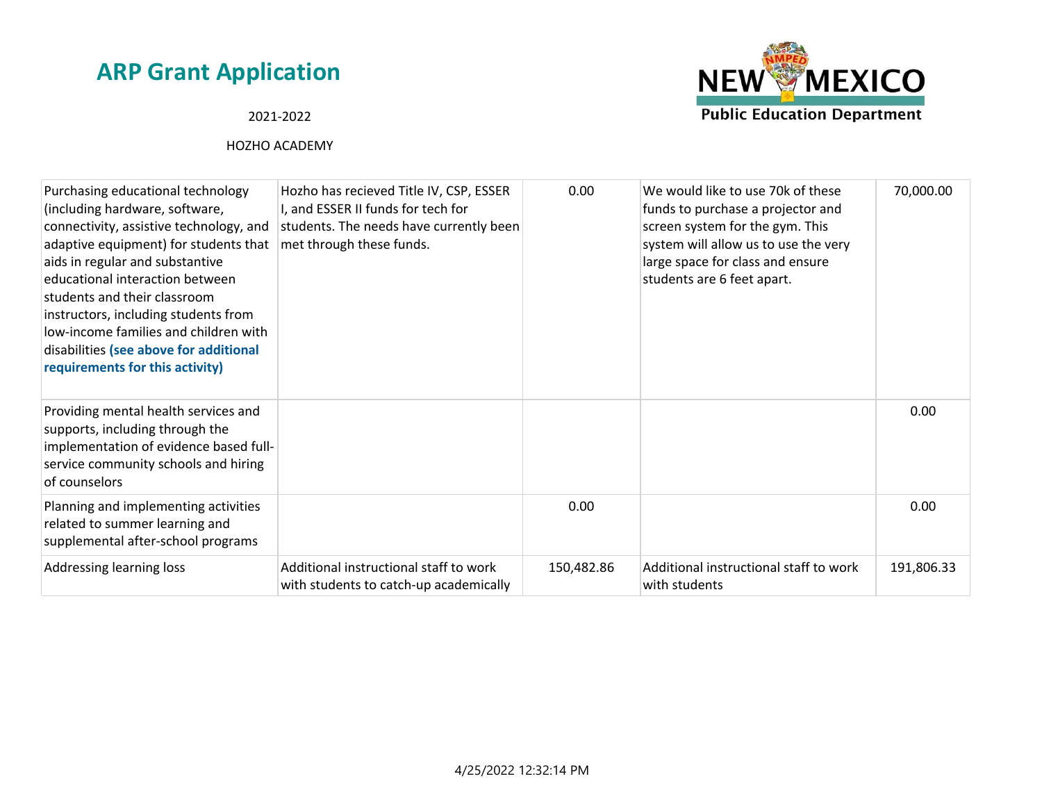# ARP Grant Application

2021-2022

HOZHO ACADEMY

| | | | | |
|---|---|---|---|---|
| Purchasing educational technology (including hardware, software, connectivity, assistive technology, and adaptive equipment) for students that aids in regular and substantive educational interaction between students and their classroom instructors, including students from low-income families and children with disabilities **(see above for additional requirements for this activity)** | Hozho has recieved Title IV, CSP, ESSER I, and ESSER II funds for tech for students. The needs have currently been met through these funds. | 0.00 | We would like to use 70k of these funds to purchase a projector and screen system for the gym. This system will allow us to use the very large space for class and ensure students are 6 feet apart. | 70,000.00 |
| Providing mental health services and supports, including through the implementation of evidence based full-service community schools and hiring of counselors | | | | 0.00 |
| Planning and implementing activities related to summer learning and supplemental after-school programs | | 0.00 | | 0.00 |
| Addressing learning loss | Additional instructional staff to work with students to catch-up academically | 150,482.86 | Additional instructional staff to work with students | 191,806.33 |

4/25/2022 12:32:14 PM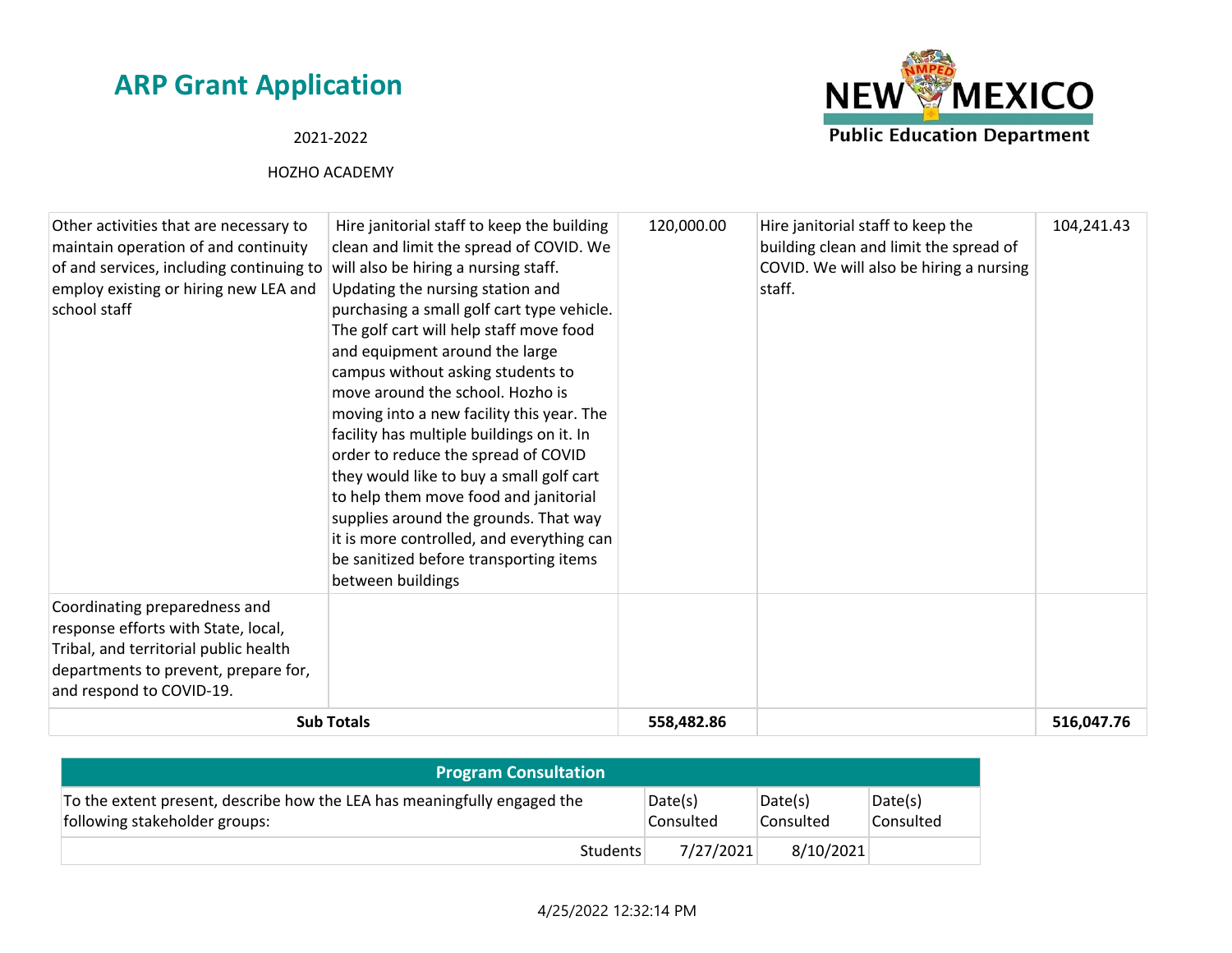# ARP Grant Application

2021-2022

HOZHO ACADEMY

| | | | | |
|---|---|---|---|---|
| Other activities that are necessary to maintain operation of and continuity of and services, including continuing to employ existing or hiring new LEA and school staff | Hire janitorial staff to keep the building clean and limit the spread of COVID. We will also be hiring a nursing staff. Updating the nursing station and purchasing a small golf cart type vehicle. The golf cart will help staff move food and equipment around the large campus without asking students to move around the school. Hozho is moving into a new facility this year. The facility has multiple buildings on it. In order to reduce the spread of COVID they would like to buy a small golf cart to help them move food and janitorial supplies around the grounds. That way it is more controlled, and everything can be sanitized before transporting items between buildings | 120,000.00 | Hire janitorial staff to keep the building clean and limit the spread of COVID. We will also be hiring a nursing staff. | 104,241.43 |
| Coordinating preparedness and response efforts with State, local, Tribal, and territorial public health departments to prevent, prepare for, and respond to COVID-19. | | | | |
| **Sub Totals** | | **558,482.86** | | **516,047.76** |

| Program Consultation | | | |
|---|---|---|---|
| To the extent present, describe how the LEA has meaningfully engaged the following stakeholder groups: | Date(s) Consulted | Date(s) Consulted | Date(s) Consulted |
| Students | 7/27/2021 | 8/10/2021 | |

4/25/2022 12:32:14 PM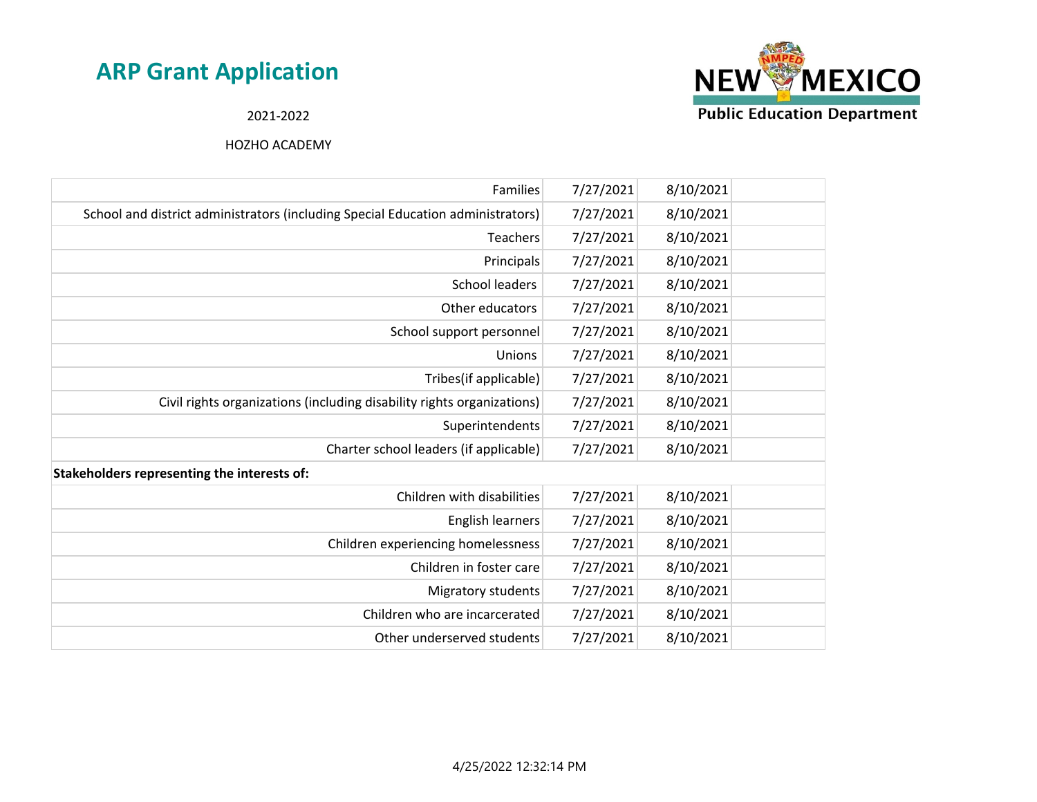## ARP Grant Application

2021-2022

HOZHO ACADEMY

| | | | |
|---|---|---|---|
| Families | 7/27/2021 | 8/10/2021 | |
| School and district administrators (including Special Education administrators) | 7/27/2021 | 8/10/2021 | |
| Teachers | 7/27/2021 | 8/10/2021 | |
| Principals | 7/27/2021 | 8/10/2021 | |
| School leaders | 7/27/2021 | 8/10/2021 | |
| Other educators | 7/27/2021 | 8/10/2021 | |
| School support personnel | 7/27/2021 | 8/10/2021 | |
| Unions | 7/27/2021 | 8/10/2021 | |
| Tribes(if applicable) | 7/27/2021 | 8/10/2021 | |
| Civil rights organizations (including disability rights organizations) | 7/27/2021 | 8/10/2021 | |
| Superintendents | 7/27/2021 | 8/10/2021 | |
| Charter school leaders (if applicable) | 7/27/2021 | 8/10/2021 | |
| **Stakeholders representing the interests of:** | | | |
| Children with disabilities | 7/27/2021 | 8/10/2021 | |
| English learners | 7/27/2021 | 8/10/2021 | |
| Children experiencing homelessness | 7/27/2021 | 8/10/2021 | |
| Children in foster care | 7/27/2021 | 8/10/2021 | |
| Migratory students | 7/27/2021 | 8/10/2021 | |
| Children who are incarcerated | 7/27/2021 | 8/10/2021 | |
| Other underserved students | 7/27/2021 | 8/10/2021 | |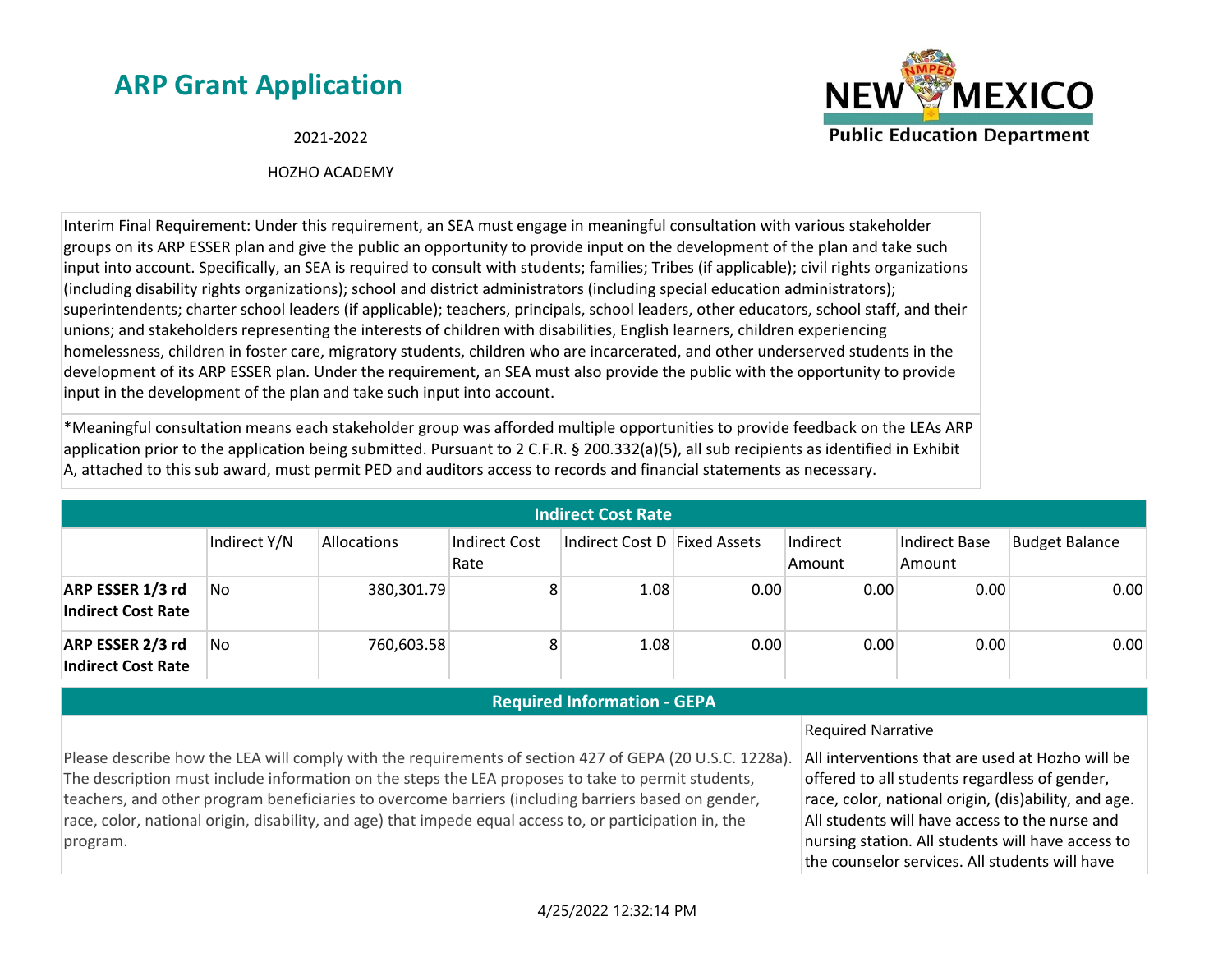# ARP Grant Application

2021-2022

HOZHO ACADEMY

Interim Final Requirement: Under this requirement, an SEA must engage in meaningful consultation with various stakeholder groups on its ARP ESSER plan and give the public an opportunity to provide input on the development of the plan and take such input into account. Specifically, an SEA is required to consult with students; families; Tribes (if applicable); civil rights organizations (including disability rights organizations); school and district administrators (including special education administrators); superintendents; charter school leaders (if applicable); teachers, principals, school leaders, other educators, school staff, and their unions; and stakeholders representing the interests of children with disabilities, English learners, children experiencing homelessness, children in foster care, migratory students, children who are incarcerated, and other underserved students in the development of its ARP ESSER plan. Under the requirement, an SEA must also provide the public with the opportunity to provide input in the development of the plan and take such input into account.

*Meaningful consultation means each stakeholder group was afforded multiple opportunities to provide feedback on the LEAs ARP application prior to the application being submitted. Pursuant to 2 C.F.R. § 200.332(a)(5), all sub recipients as identified in Exhibit A, attached to this sub award, must permit PED and auditors access to records and financial statements as necessary.

## Indirect Cost Rate

| | Indirect Y/N | Allocations | Indirect Cost Rate | Indirect Cost D | Fixed Assets | Indirect Amount | Indirect Base Amount | Budget Balance |
|---|---|---|---|---|---|---|---|---|
| **ARP ESSER 1/3 rd Indirect Cost Rate** | No | 380,301.79 | 8 | 1.08 | 0.00 | 0.00 | 0.00 | 0.00 |
| **ARP ESSER 2/3 rd Indirect Cost Rate** | No | 760,603.58 | 8 | 1.08 | 0.00 | 0.00 | 0.00 | 0.00 |

## Required Information - GEPA

| | Required Narrative |
|---|---|
| Please describe how the LEA will comply with the requirements of section 427 of GEPA (20 U.S.C. 1228a). The description must include information on the steps the LEA proposes to take to permit students, teachers, and other program beneficiaries to overcome barriers (including barriers based on gender, race, color, national origin, disability, and age) that impede equal access to, or participation in, the program. | All interventions that are used at Hozho will be offered to all students regardless of gender, race, color, national origin, (dis)ability, and age. All students will have access to the nurse and nursing station. All students will have access to the counselor services. All students will have |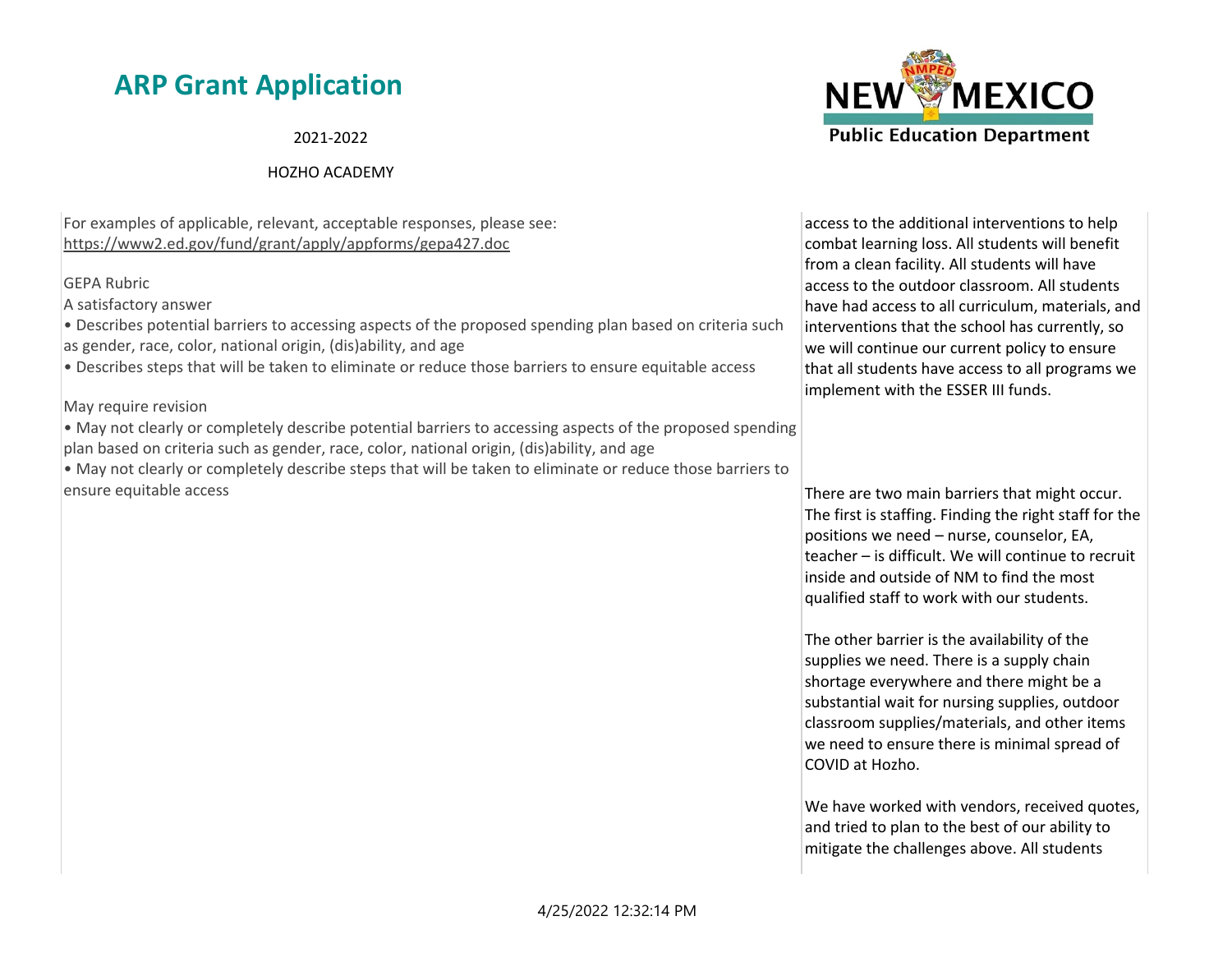# ARP Grant Application

2021-2022

HOZHO ACADEMY

| | |
|---|---|
| For examples of applicable, relevant, acceptable responses, please see: https://www2.ed.gov/fund/grant/apply/appforms/gepa427.doc<br><br>GEPA Rubric<br>A satisfactory answer<br>• Describes potential barriers to accessing aspects of the proposed spending plan based on criteria such as gender, race, color, national origin, (dis)ability, and age<br>• Describes steps that will be taken to eliminate or reduce those barriers to ensure equitable access<br><br>May require revision<br>• May not clearly or completely describe potential barriers to accessing aspects of the proposed spending plan based on criteria such as gender, race, color, national origin, (dis)ability, and age<br>• May not clearly or completely describe steps that will be taken to eliminate or reduce those barriers to ensure equitable access | access to the additional interventions to help combat learning loss. All students will benefit from a clean facility. All students will have access to the outdoor classroom. All students have had access to all curriculum, materials, and interventions that the school has currently, so we will continue our current policy to ensure that all students have access to all programs we implement with the ESSER III funds.<br><br>There are two main barriers that might occur. The first is staffing. Finding the right staff for the positions we need – nurse, counselor, EA, teacher – is difficult. We will continue to recruit inside and outside of NM to find the most qualified staff to work with our students.<br><br>The other barrier is the availability of the supplies we need. There is a supply chain shortage everywhere and there might be a substantial wait for nursing supplies, outdoor classroom supplies/materials, and other items we need to ensure there is minimal spread of COVID at Hozho.<br><br>We have worked with vendors, received quotes, and tried to plan to the best of our ability to mitigate the challenges above. All students |

4/25/2022 12:32:14 PM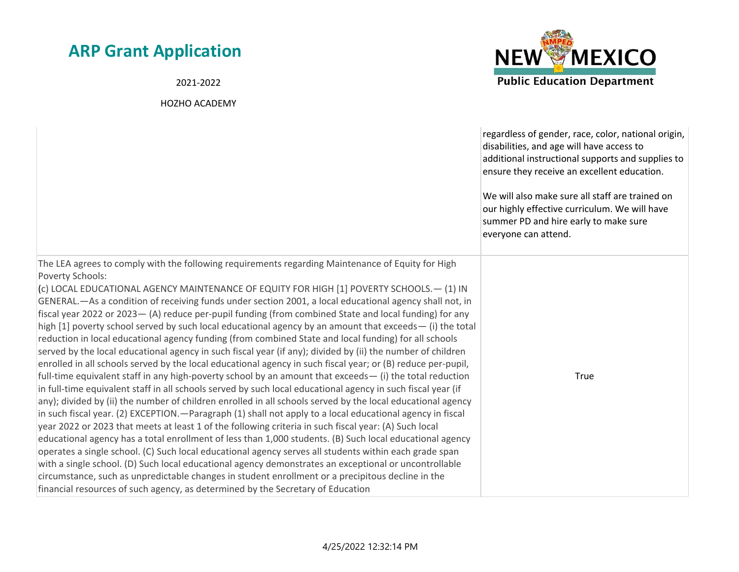| | |
|---|---|
| | regardless of gender, race, color, national origin, disabilities, and age will have access to additional instructional supports and supplies to ensure they receive an excellent education.<br><br>We will also make sure all staff are trained on our highly effective curriculum. We will have summer PD and hire early to make sure everyone can attend. |
| The LEA agrees to comply with the following requirements regarding Maintenance of Equity for High Poverty Schools:<br>(c) LOCAL EDUCATIONAL AGENCY MAINTENANCE OF EQUITY FOR HIGH [1] POVERTY SCHOOLS.— (1) IN GENERAL.—As a condition of receiving funds under section 2001, a local educational agency shall not, in fiscal year 2022 or 2023— (A) reduce per-pupil funding (from combined State and local funding) for any high [1] poverty school served by such local educational agency by an amount that exceeds— (i) the total reduction in local educational agency funding (from combined State and local funding) for all schools served by the local educational agency in such fiscal year (if any); divided by (ii) the number of children enrolled in all schools served by the local educational agency in such fiscal year; or (B) reduce per-pupil, full-time equivalent staff in any high-poverty school by an amount that exceeds— (i) the total reduction in full-time equivalent staff in all schools served by such local educational agency in such fiscal year (if any); divided by (ii) the number of children enrolled in all schools served by the local educational agency in such fiscal year. (2) EXCEPTION.—Paragraph (1) shall not apply to a local educational agency in fiscal year 2022 or 2023 that meets at least 1 of the following criteria in such fiscal year: (A) Such local educational agency has a total enrollment of less than 1,000 students. (B) Such local educational agency operates a single school. (C) Such local educational agency serves all students within each grade span with a single school. (D) Such local educational agency demonstrates an exceptional or uncontrollable circumstance, such as unpredictable changes in student enrollment or a precipitous decline in the financial resources of such agency, as determined by the Secretary of Education | True |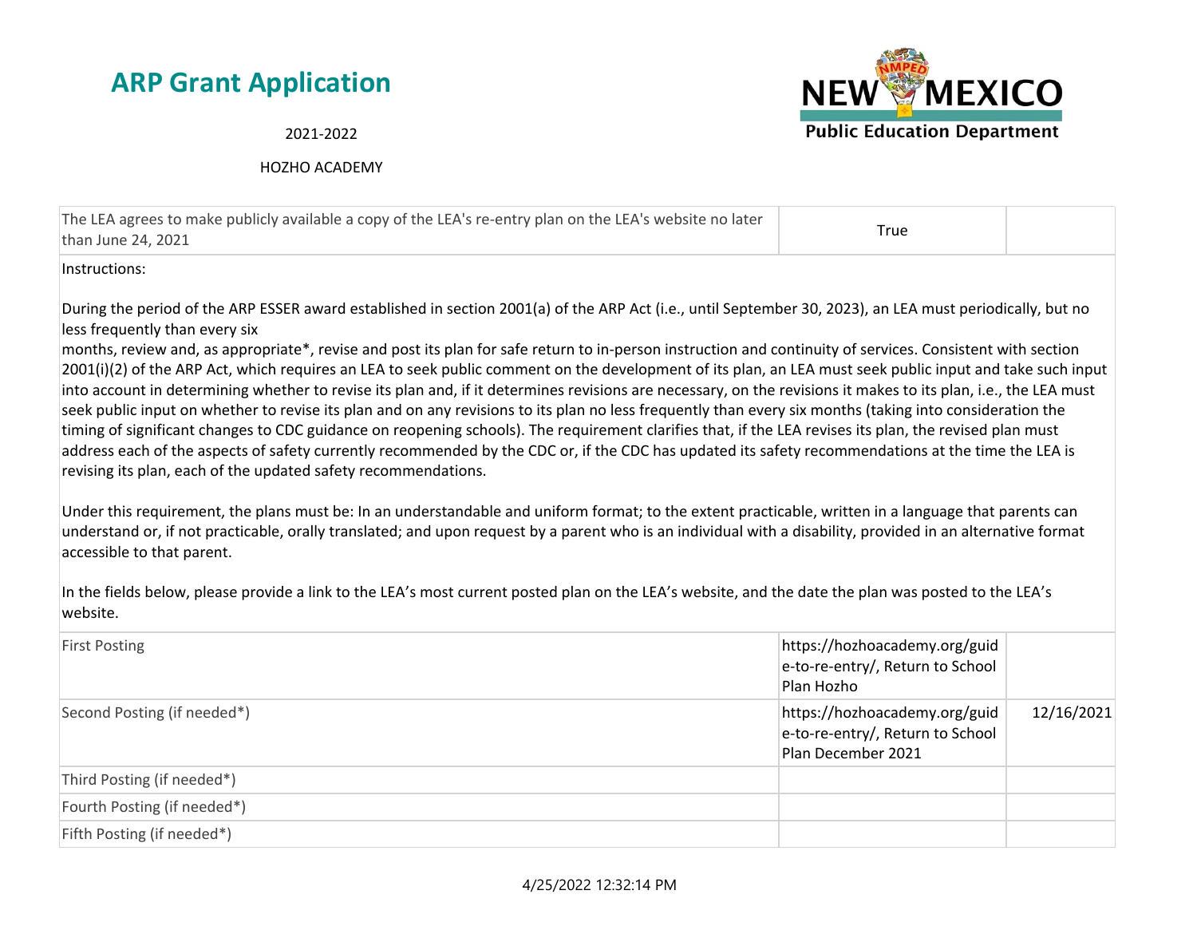# ARP Grant Application

2021-2022

HOZHO ACADEMY

| | | |
|---|---|---|
| The LEA agrees to make publicly available a copy of the LEA's re-entry plan on the LEA's website no later than June 24, 2021 | True | |

Instructions:

During the period of the ARP ESSER award established in section 2001(a) of the ARP Act (i.e., until September 30, 2023), an LEA must periodically, but no less frequently than every six months, review and, as appropriate*, revise and post its plan for safe return to in-person instruction and continuity of services. Consistent with section 2001(i)(2) of the ARP Act, which requires an LEA to seek public comment on the development of its plan, an LEA must seek public input and take such input into account in determining whether to revise its plan and, if it determines revisions are necessary, on the revisions it makes to its plan, i.e., the LEA must seek public input on whether to revise its plan and on any revisions to its plan no less frequently than every six months (taking into consideration the timing of significant changes to CDC guidance on reopening schools). The requirement clarifies that, if the LEA revises its plan, the revised plan must address each of the aspects of safety currently recommended by the CDC or, if the CDC has updated its safety recommendations at the time the LEA is revising its plan, each of the updated safety recommendations.

Under this requirement, the plans must be: In an understandable and uniform format; to the extent practicable, written in a language that parents can understand or, if not practicable, orally translated; and upon request by a parent who is an individual with a disability, provided in an alternative format accessible to that parent.

In the fields below, please provide a link to the LEA's most current posted plan on the LEA's website, and the date the plan was posted to the LEA's website.

| | | |
|---|---|---|
| First Posting | https://hozhoacademy.org/guide-to-re-entry/, Return to School Plan Hozho | |
| Second Posting (if needed*) | https://hozhoacademy.org/guide-to-re-entry/, Return to School Plan December 2021 | 12/16/2021 |
| Third Posting (if needed*) | | |
| Fourth Posting (if needed*) | | |
| Fifth Posting (if needed*) | | |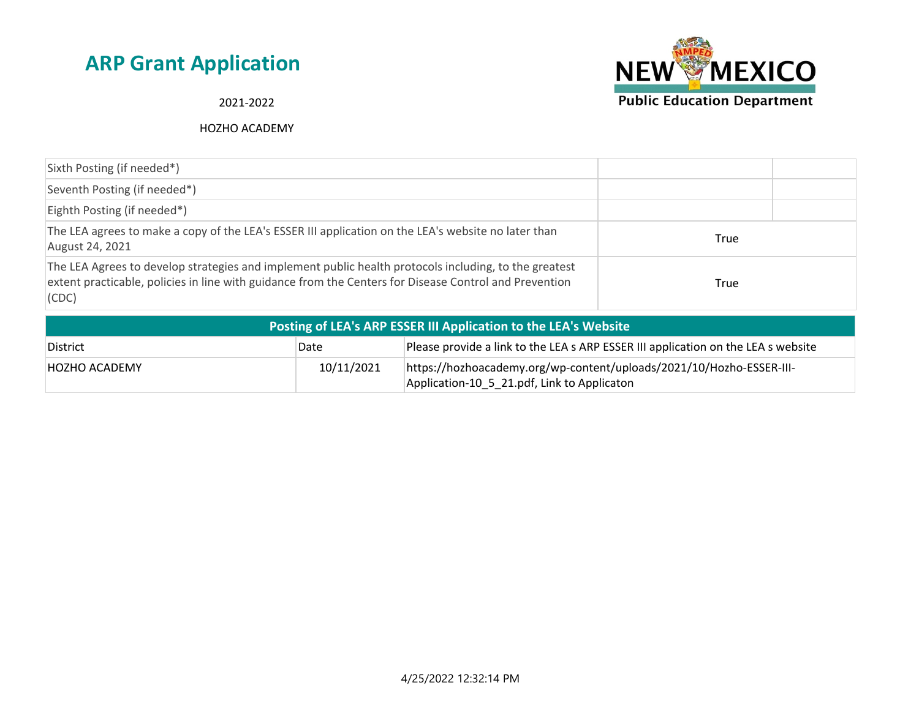# ARP Grant Application

2021-2022

HOZHO ACADEMY

| | | |
|---|---|---|
| Sixth Posting (if needed*) | | |
| Seventh Posting (if needed*) | | |
| Eighth Posting (if needed*) | | |
| The LEA agrees to make a copy of the LEA's ESSER III application on the LEA's website no later than August 24, 2021 | True | |
| The LEA Agrees to develop strategies and implement public health protocols including, to the greatest extent practicable, policies in line with guidance from the Centers for Disease Control and Prevention (CDC) | True | |

**Posting of LEA's ARP ESSER III Application to the LEA's Website**

| District | Date | Please provide a link to the LEA s ARP ESSER III application on the LEA s website |
|---|---|---|
| HOZHO ACADEMY | 10/11/2021 | https://hozhoacademy.org/wp-content/uploads/2021/10/Hozho-ESSER-III-Application-10_5_21.pdf, Link to Applicaton |

4/25/2022 12:32:14 PM